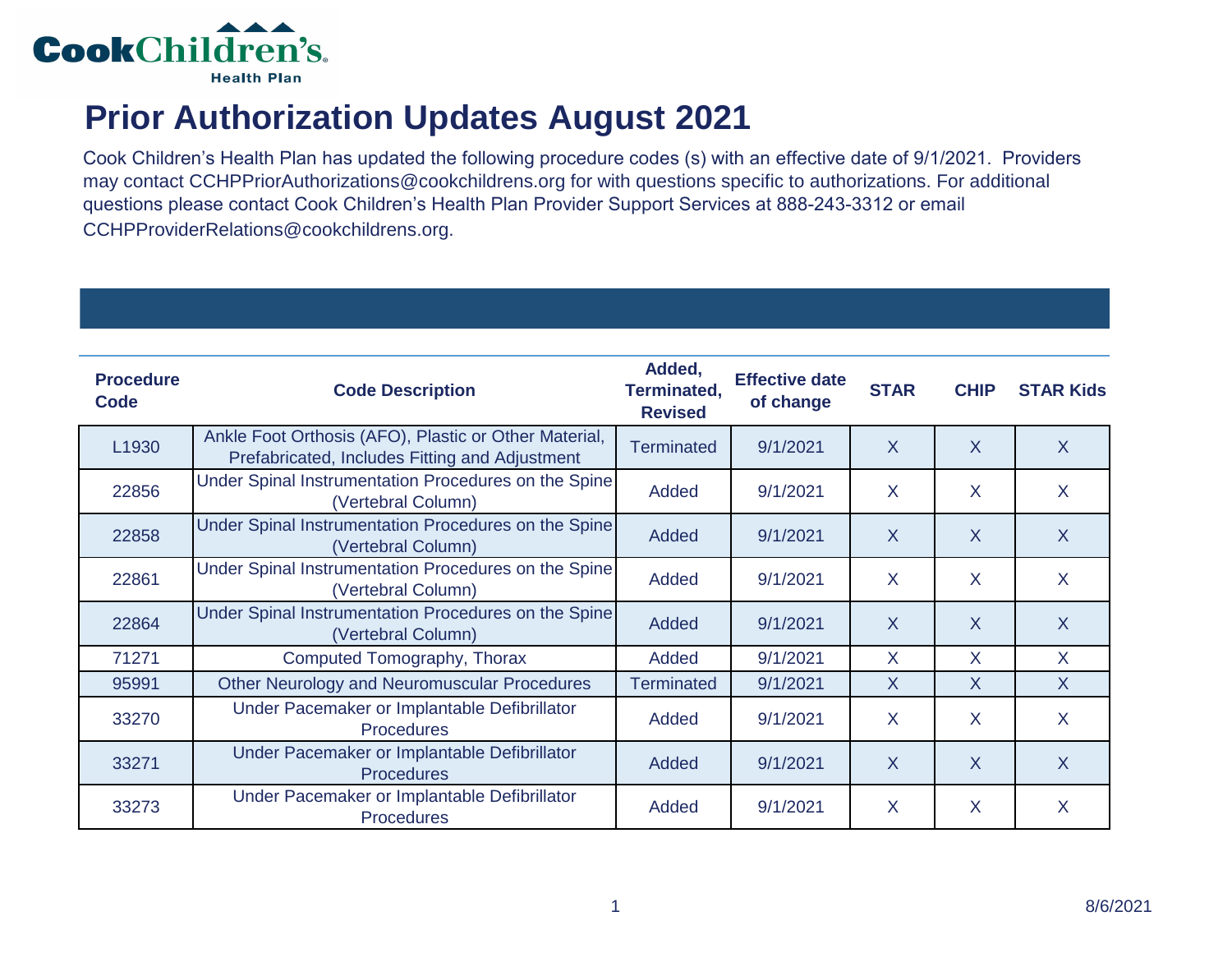Cook Children's Health Plan

# Prior Authorization Updates August 2021

Cook Children's Health Plan has updated the following procedure codes (s) with an effective date of 9/1/2021. Providers may contact CCHPPriorAuthorizations@cookchildrens.org for with questions specific to authorizations. For additional questions please contact Cook Children's Health Plan Provider Support Services at 888-243-3312 or email CCHPProviderRelations@cookchildrens.org.

| Procedure Code | Code Description | Added, Terminated, Revised | Effective date of change | STAR | CHIP | STAR Kids |
|---|---|---|---|---|---|---|
| L1930 | Ankle Foot Orthosis (AFO), Plastic or Other Material, Prefabricated, Includes Fitting and Adjustment | Terminated | 9/1/2021 | X | X | X |
| 22856 | Under Spinal Instrumentation Procedures on the Spine (Vertebral Column) | Added | 9/1/2021 | X | X | X |
| 22858 | Under Spinal Instrumentation Procedures on the Spine (Vertebral Column) | Added | 9/1/2021 | X | X | X |
| 22861 | Under Spinal Instrumentation Procedures on the Spine (Vertebral Column) | Added | 9/1/2021 | X | X | X |
| 22864 | Under Spinal Instrumentation Procedures on the Spine (Vertebral Column) | Added | 9/1/2021 | X | X | X |
| 71271 | Computed Tomography, Thorax | Added | 9/1/2021 | X | X | X |
| 95991 | Other Neurology and Neuromuscular Procedures | Terminated | 9/1/2021 | X | X | X |
| 33270 | Under Pacemaker or Implantable Defibrillator Procedures | Added | 9/1/2021 | X | X | X |
| 33271 | Under Pacemaker or Implantable Defibrillator Procedures | Added | 9/1/2021 | X | X | X |
| 33273 | Under Pacemaker or Implantable Defibrillator Procedures | Added | 9/1/2021 | X | X | X |

8/6/2021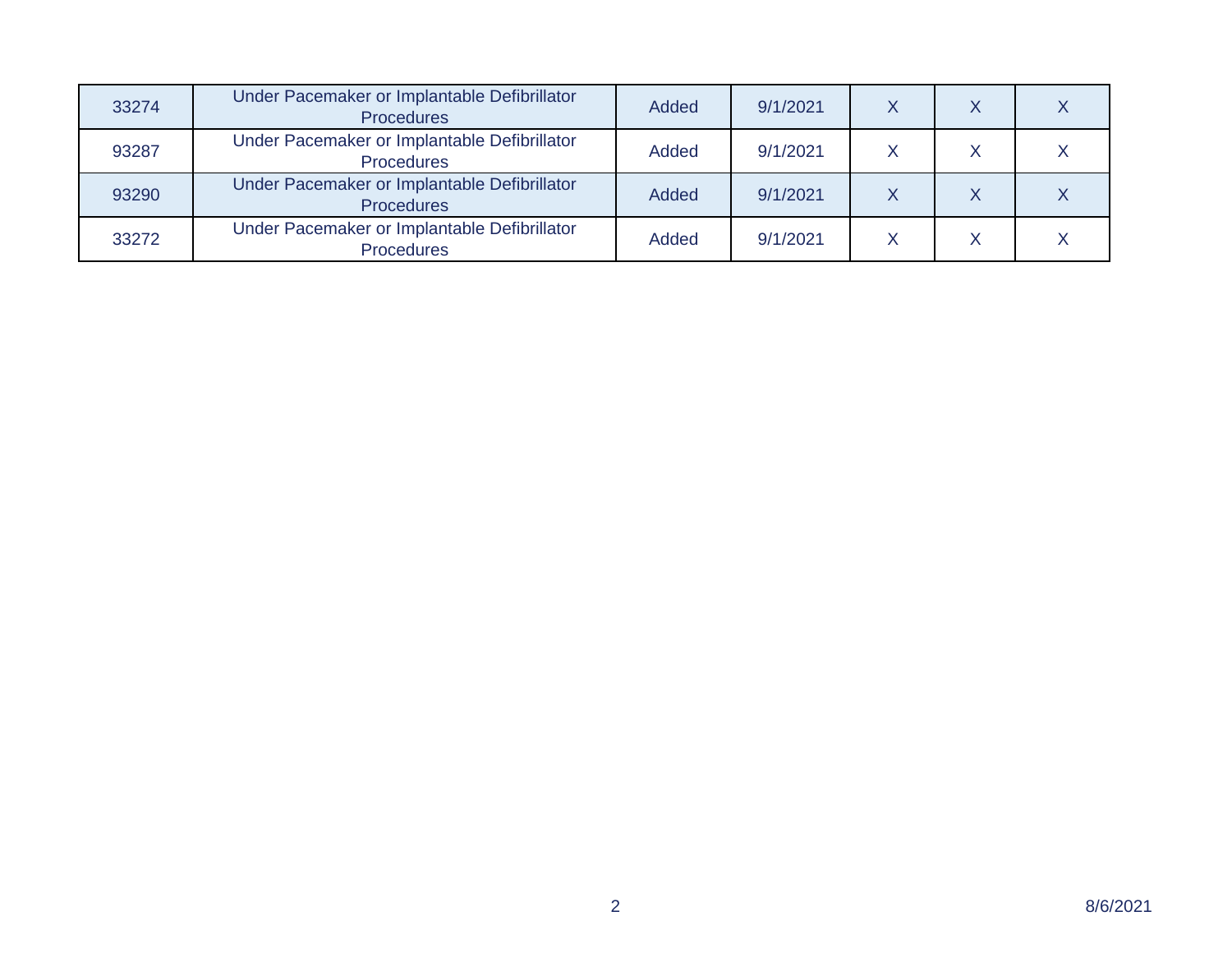| | | | | | | |
|---|---|---|---|---|---|---|
| 33274 | Under Pacemaker or Implantable Defibrillator Procedures | Added | 9/1/2021 | X | X | X |
| 93287 | Under Pacemaker or Implantable Defibrillator Procedures | Added | 9/1/2021 | X | X | X |
| 93290 | Under Pacemaker or Implantable Defibrillator Procedures | Added | 9/1/2021 | X | X | X |
| 33272 | Under Pacemaker or Implantable Defibrillator Procedures | Added | 9/1/2021 | X | X | X |